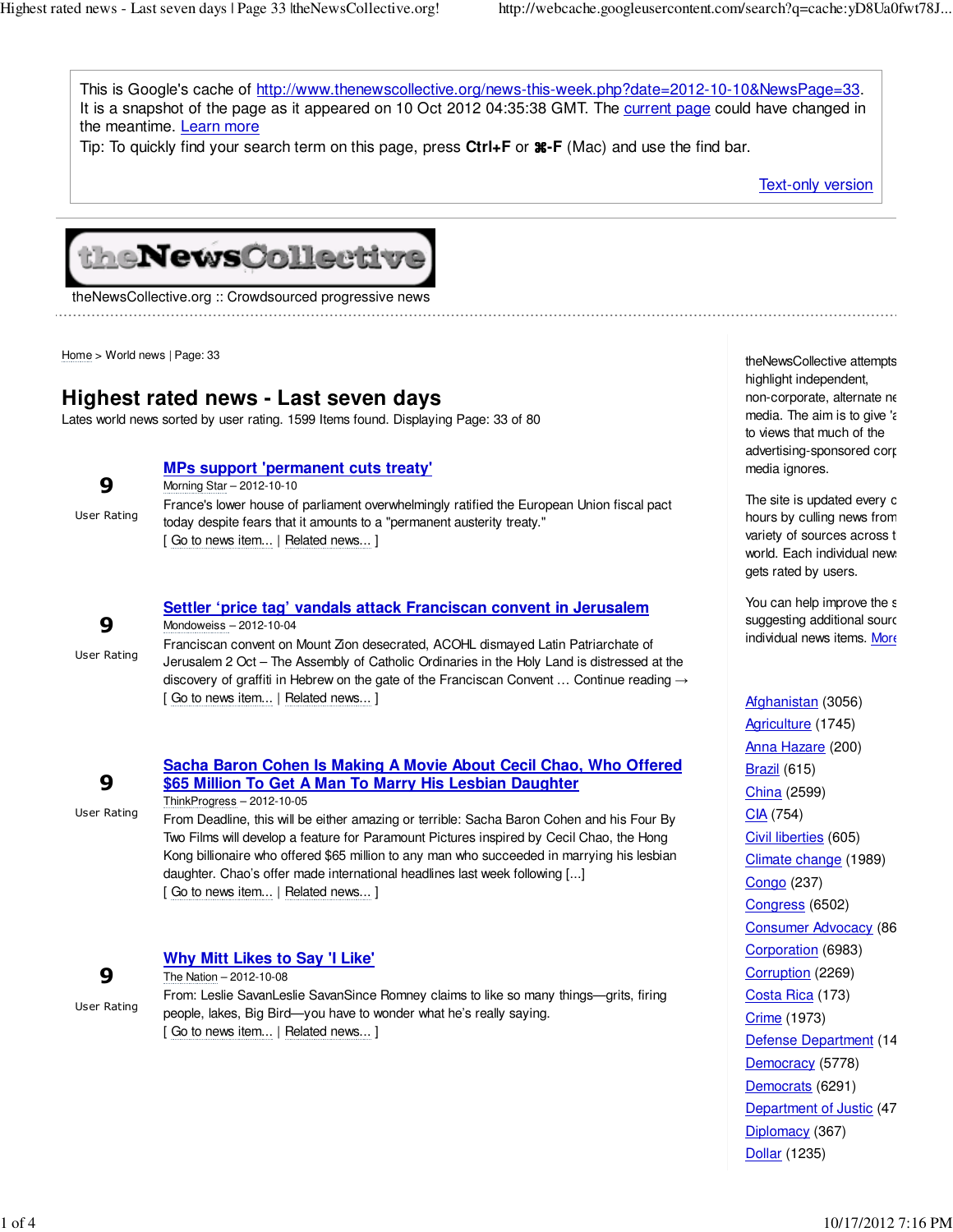This is Google's cache of http://www.thenewscollective.org/news-this-week.php?date=2012-10-10&NewsPage=33. It is a snapshot of the page as it appeared on 10 Oct 2012 04:35:38 GMT. The current page could have changed in the meantime. Learn more

Tip: To quickly find your search term on this page, press **Ctrl+F** or **⌘-F** (Mac) and use the find bar.

Text-only version

theNewsCollective

theNewsCollective.org :: Crowdsourced progressive news

Home > World news | Page: 33

# Highest rated news - Last seven days

Lates world news sorted by user rating. 1599 Items found. Displaying Page: 33 of 80

**9** User Rating

## MPs support 'permanent cuts treaty'

Morning Star – 2012-10-10

France's lower house of parliament overwhelmingly ratified the European Union fiscal pact today despite fears that it amounts to a "permanent austerity treaty."

[ Go to news item... | Related news... ]

**9** User Rating

## Settler 'price tag' vandals attack Franciscan convent in Jerusalem

Mondoweiss – 2012-10-04

Franciscan convent on Mount Zion desecrated, ACOHL dismayed Latin Patriarchate of Jerusalem 2 Oct – The Assembly of Catholic Ordinaries in the Holy Land is distressed at the discovery of graffiti in Hebrew on the gate of the Franciscan Convent … Continue reading →

[ Go to news item... | Related news... ]

**9** User Rating

## Sacha Baron Cohen Is Making A Movie About Cecil Chao, Who Offered $65 Million To Get A Man To Marry His Lesbian Daughter

ThinkProgress – 2012-10-05

From Deadline, this will be either amazing or terrible: Sacha Baron Cohen and his Four By Two Films will develop a feature for Paramount Pictures inspired by Cecil Chao, the Hong Kong billionaire who offered $65 million to any man who succeeded in marrying his lesbian daughter. Chao's offer made international headlines last week following [...]

[ Go to news item... | Related news... ]

**9** User Rating

## Why Mitt Likes to Say 'I Like'

The Nation – 2012-10-08

From: Leslie SavanLeslie SavanSince Romney claims to like so many things—grits, firing people, lakes, Big Bird—you have to wonder what he's really saying.

[ Go to news item... | Related news... ]

theNewsCollective attempts highlight independent, non-corporate, alternate ne media. The aim is to give 'a to views that much of the advertising-sponsored corp media ignores.

The site is updated every c hours by culling news from variety of sources across t world. Each individual new gets rated by users.

You can help improve the s suggesting additional sourc individual news items. More

- Afghanistan (3056)
- Agriculture (1745)
- Anna Hazare (200)
- Brazil (615)
- China (2599)
- CIA (754)
- Civil liberties (605)
- Climate change (1989)
- Congo (237)
- Congress (6502)
- Consumer Advocacy (86
- Corporation (6983)
- Corruption (2269)
- Costa Rica (173)
- Crime (1973)
- Defense Department (14
- Democracy (5778)
- Democrats (6291)
- Department of Justic (47
- Diplomacy (367)
- Dollar (1235)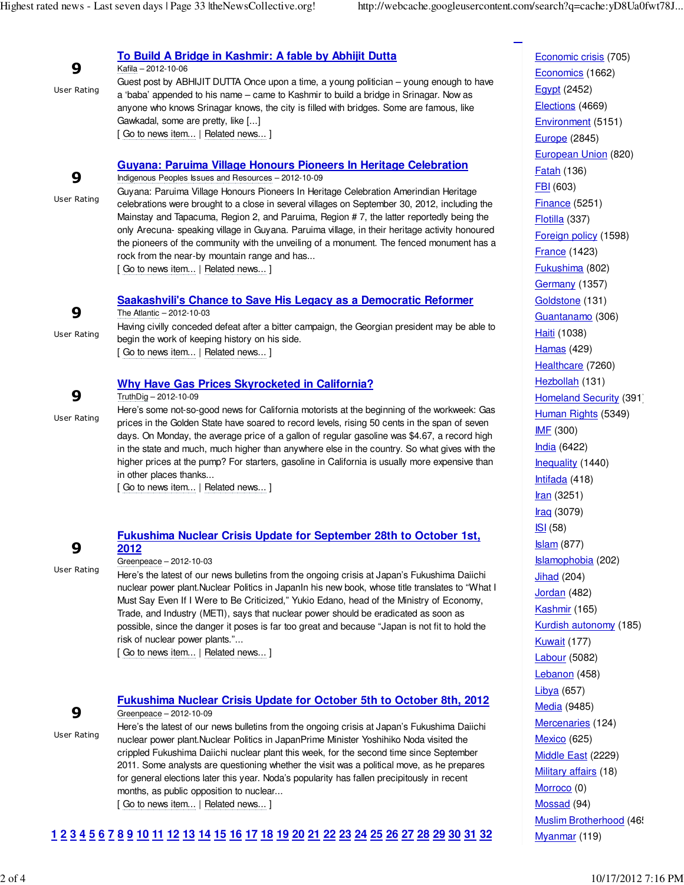9

User Rating

### [To Build A Bridge in Kashmir: A fable by Abhijit Dutta]

Kafila – 2012-10-06

Guest post by ABHIJIT DUTTA Once upon a time, a young politician – young enough to have a 'baba' appended to his name – came to Kashmir to build a bridge in Srinagar. Now as anyone who knows Srinagar knows, the city is filled with bridges. Some are famous, like Gawkadal, some are pretty, like [...]

[ Go to news item... | Related news... ]

9

User Rating

### [Guyana: Paruima Village Honours Pioneers In Heritage Celebration]

Indigenous Peoples Issues and Resources – 2012-10-09

Guyana: Paruima Village Honours Pioneers In Heritage Celebration Amerindian Heritage celebrations were brought to a close in several villages on September 30, 2012, including the Mainstay and Tapacuma, Region 2, and Paruima, Region # 7, the latter reportedly being the only Arecuna- speaking village in Guyana. Paruima village, in their heritage activity honoured the pioneers of the community with the unveiling of a monument. The fenced monument has a rock from the near-by mountain range and has...

[ Go to news item... | Related news... ]

9

User Rating

### [Saakashvili's Chance to Save His Legacy as a Democratic Reformer]

The Atlantic – 2012-10-03

Having civilly conceded defeat after a bitter campaign, the Georgian president may be able to begin the work of keeping history on his side.

[ Go to news item... | Related news... ]

9

User Rating

### [Why Have Gas Prices Skyrocketed in California?]

TruthDig – 2012-10-09

Here's some not-so-good news for California motorists at the beginning of the workweek: Gas prices in the Golden State have soared to record levels, rising 50 cents in the span of seven days. On Monday, the average price of a gallon of regular gasoline was $4.67, a record high in the state and much, much higher than anywhere else in the country. So what gives with the higher prices at the pump? For starters, gasoline in California is usually more expensive than in other places thanks...

[ Go to news item... | Related news... ]

9

User Rating

### [Fukushima Nuclear Crisis Update for September 28th to October 1st, 2012]

Greenpeace – 2012-10-03

Here's the latest of our news bulletins from the ongoing crisis at Japan's Fukushima Daiichi nuclear power plant.Nuclear Politics in JapanIn his new book, whose title translates to "What I Must Say Even If I Were to Be Criticized," Yukio Edano, head of the Ministry of Economy, Trade, and Industry (METI), says that nuclear power should be eradicated as soon as possible, since the danger it poses is far too great and because "Japan is not fit to hold the risk of nuclear power plants."...

[ Go to news item... | Related news... ]

9

User Rating

### [Fukushima Nuclear Crisis Update for October 5th to October 8th, 2012]

Greenpeace – 2012-10-09

Here's the latest of our news bulletins from the ongoing crisis at Japan's Fukushima Daiichi nuclear power plant.Nuclear Politics in JapanPrime Minister Yoshihiko Noda visited the crippled Fukushima Daiichi nuclear plant this week, for the second time since September 2011. Some analysts are questioning whether the visit was a political move, as he prepares for general elections later this year. Noda's popularity has fallen precipitously in recent months, as public opposition to nuclear...

[ Go to news item... | Related news... ]

1 2 3 4 5 6 7 8 9 10 11 12 13 14 15 16 17 18 19 20 21 22 23 24 25 26 27 28 29 30 31 32

- Economic crisis (705)
- Economics (1662)
- Egypt (2452)
- Elections (4669)
- Environment (5151)
- Europe (2845)
- European Union (820)
- Fatah (136)
- FBI (603)
- Finance (5251)
- Flotilla (337)
- Foreign policy (1598)
- France (1423)
- Fukushima (802)
- Germany (1357)
- Goldstone (131)
- Guantanamo (306)
- Haiti (1038)
- Hamas (429)
- Healthcare (7260)
- Hezbollah (131)
- Homeland Security (391)
- Human Rights (5349)
- IMF (300)
- India (6422)
- Inequality (1440)
- Intifada (418)
- Iran (3251)
- Iraq (3079)
- ISI (58)
- Islam (877)
- Islamophobia (202)
- Jihad (204)
- Jordan (482)
- Kashmir (165)
- Kurdish autonomy (185)
- Kuwait (177)
- Labour (5082)
- Lebanon (458)
- Libya (657)
- Media (9485)
- Mercenaries (124)
- Mexico (625)
- Middle East (2229)
- Military affairs (18)
- Morroco (0)
- Mossad (94)
- Muslim Brotherhood (46
- Myanmar (119)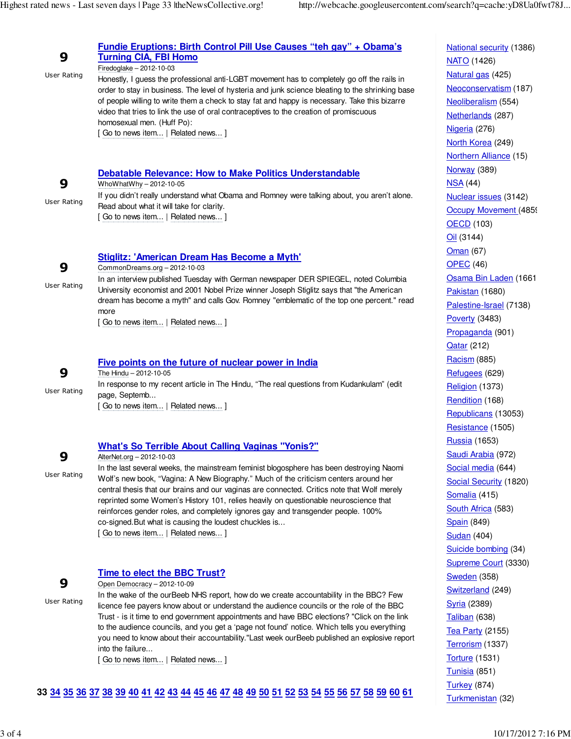**9**
User Rating

## Fundie Eruptions: Birth Control Pill Use Causes "teh gay" + Obama's Turning CIA, FBI Homo

Firedoglake – 2012-10-03

Honestly, I guess the professional anti-LGBT movement has to completely go off the rails in order to stay in business. The level of hysteria and junk science bleating to the shrinking base of people willing to write them a check to stay fat and happy is necessary. Take this bizarre video that tries to link the use of oral contraceptives to the creation of promiscuous homosexual men. (Huff Po):

[ Go to news item... | Related news... ]

**9**
User Rating

## Debatable Relevance: How to Make Politics Understandable

WhoWhatWhy – 2012-10-05

If you didn't really understand what Obama and Romney were talking about, you aren't alone. Read about what it will take for clarity.

[ Go to news item... | Related news... ]

**9**
User Rating

## Stiglitz: 'American Dream Has Become a Myth'

CommonDreams.org – 2012-10-03

In an interview published Tuesday with German newspaper DER SPIEGEL, noted Columbia University economist and 2001 Nobel Prize winner Joseph Stiglitz says that "the American dream has become a myth" and calls Gov. Romney "emblematic of the top one percent." read more

[ Go to news item... | Related news... ]

**9**
User Rating

## Five points on the future of nuclear power in India

The Hindu – 2012-10-05

In response to my recent article in The Hindu, "The real questions from Kudankulam" (edit page, Septemb...

[ Go to news item... | Related news... ]

**9**
User Rating

## What's So Terrible About Calling Vaginas "Yonis?"

AlterNet.org – 2012-10-03

In the last several weeks, the mainstream feminist blogosphere has been destroying Naomi Wolf's new book, "Vagina: A New Biography." Much of the criticism centers around her central thesis that our brains and our vaginas are connected. Critics note that Wolf merely reprinted some Women's History 101, relies heavily on questionable neuroscience that reinforces gender roles, and completely ignores gay and transgender people. 100% co-signed.But what is causing the loudest chuckles is...

[ Go to news item... | Related news... ]

**9**
User Rating

## Time to elect the BBC Trust?

Open Democracy – 2012-10-09

In the wake of the ourBeeb NHS report, how do we create accountability in the BBC? Few licence fee payers know about or understand the audience councils or the role of the BBC Trust - is it time to end government appointments and have BBC elections? "Click on the link to the audience councils, and you get a 'page not found' notice. Which tells you everything you need to know about their accountability."Last week ourBeeb published an explosive report into the failure...

[ Go to news item... | Related news... ]

**33** 34 35 36 37 38 39 40 41 42 43 44 45 46 47 48 49 50 51 52 53 54 55 56 57 58 59 60 61

- National security (1386)
- NATO (1426)
- Natural gas (425)
- Neoconservatism (187)
- Neoliberalism (554)
- Netherlands (287)
- Nigeria (276)
- North Korea (249)
- Northern Alliance (15)
- Norway (389)
- NSA (44)
- Nuclear issues (3142)
- Occupy Movement (485
- OECD (103)
- Oil (3144)
- Oman (67)
- OPEC (46)
- Osama Bin Laden (1661
- Pakistan (1680)
- Palestine-Israel (7138)
- Poverty (3483)
- Propaganda (901)
- Qatar (212)
- Racism (885)
- Refugees (629)
- Religion (1373)
- Rendition (168)
- Republicans (13053)
- Resistance (1505)
- Russia (1653)
- Saudi Arabia (972)
- Social media (644)
- Social Security (1820)
- Somalia (415)
- South Africa (583)
- Spain (849)
- Sudan (404)
- Suicide bombing (34)
- Supreme Court (3330)
- Sweden (358)
- Switzerland (249)
- Syria (2389)
- Taliban (638)
- Tea Party (2155)
- Terrorism (1337)
- Torture (1531)
- Tunisia (851)
- Turkey (874)
- Turkmenistan (32)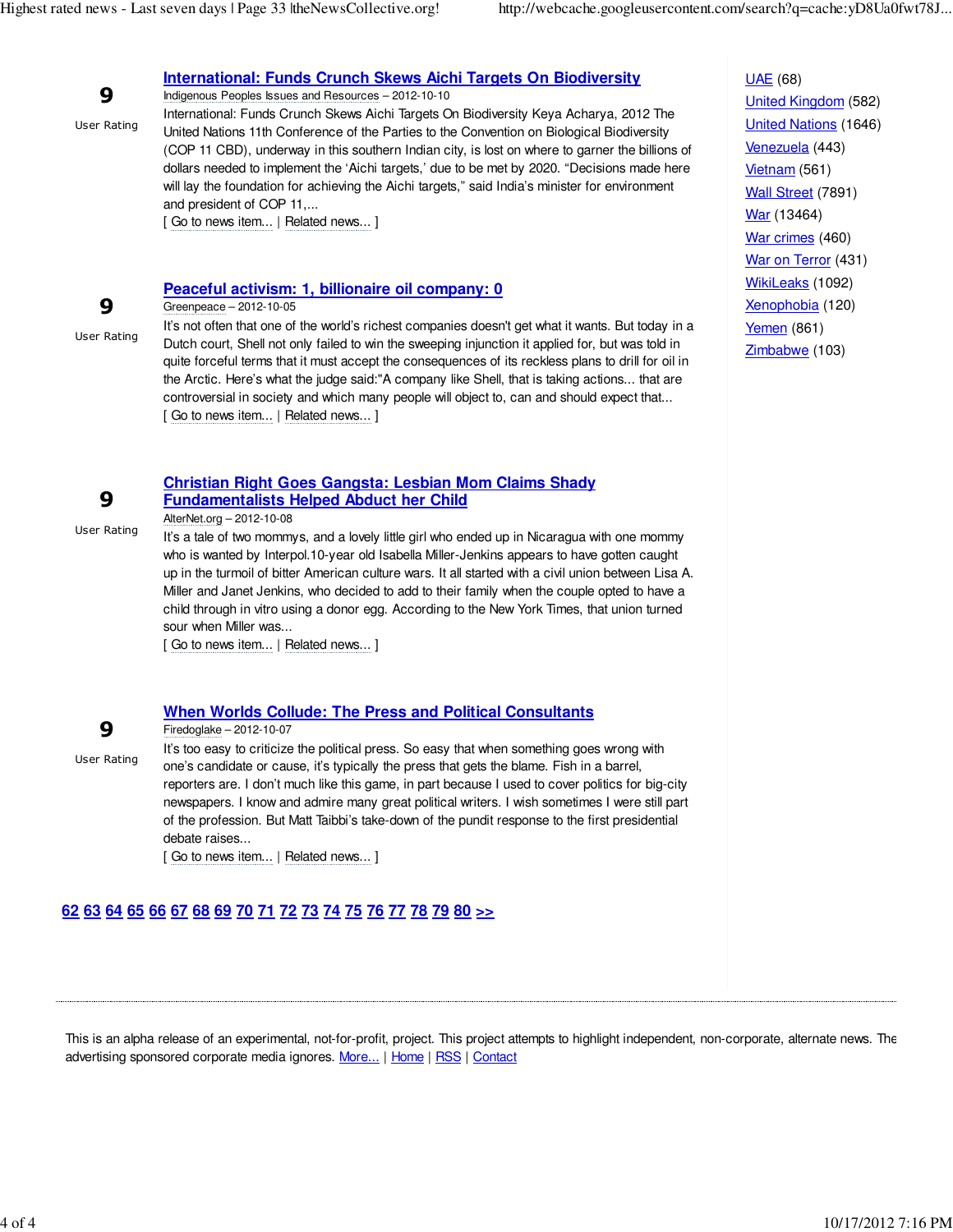9

User Rating

## International: Funds Crunch Skews Aichi Targets On Biodiversity

Indigenous Peoples Issues and Resources – 2012-10-10

International: Funds Crunch Skews Aichi Targets On Biodiversity Keya Acharya, 2012 The United Nations 11th Conference of the Parties to the Convention on Biological Biodiversity (COP 11 CBD), underway in this southern Indian city, is lost on where to garner the billions of dollars needed to implement the 'Aichi targets,' due to be met by 2020. "Decisions made here will lay the foundation for achieving the Aichi targets," said India's minister for environment and president of COP 11,...

[ Go to news item... | Related news... ]

9

User Rating

## Peaceful activism: 1, billionaire oil company: 0

Greenpeace – 2012-10-05

It's not often that one of the world's richest companies doesn't get what it wants. But today in a Dutch court, Shell not only failed to win the sweeping injunction it applied for, but was told in quite forceful terms that it must accept the consequences of its reckless plans to drill for oil in the Arctic. Here's what the judge said:"A company like Shell, that is taking actions... that are controversial in society and which many people will object to, can and should expect that...

[ Go to news item... | Related news... ]

9

User Rating

## Christian Right Goes Gangsta: Lesbian Mom Claims Shady Fundamentalists Helped Abduct her Child

AlterNet.org – 2012-10-08

It's a tale of two mommys, and a lovely little girl who ended up in Nicaragua with one mommy who is wanted by Interpol.10-year old Isabella Miller-Jenkins appears to have gotten caught up in the turmoil of bitter American culture wars. It all started with a civil union between Lisa A. Miller and Janet Jenkins, who decided to add to their family when the couple opted to have a child through in vitro using a donor egg. According to the New York Times, that union turned sour when Miller was...

[ Go to news item... | Related news... ]

9

User Rating

## When Worlds Collude: The Press and Political Consultants

Firedoglake – 2012-10-07

It's too easy to criticize the political press. So easy that when something goes wrong with one's candidate or cause, it's typically the press that gets the blame. Fish in a barrel, reporters are. I don't much like this game, in part because I used to cover politics for big-city newspapers. I know and admire many great political writers. I wish sometimes I were still part of the profession. But Matt Taibbi's take-down of the pundit response to the first presidential debate raises...

[ Go to news item... | Related news... ]

**62 63 64 65 66 67 68 69 70 71 72 73 74 75 76 77 78 79 80 >>**

- UAE (68)
- United Kingdom (582)
- United Nations (1646)
- Venezuela (443)
- Vietnam (561)
- Wall Street (7891)
- War (13464)
- War crimes (460)
- War on Terror (431)
- WikiLeaks (1092)
- Xenophobia (120)
- Yemen (861)
- Zimbabwe (103)

---

This is an alpha release of an experimental, not-for-profit, project. This project attempts to highlight independent, non-corporate, alternate news. The advertising sponsored corporate media ignores. More... | Home | RSS | Contact